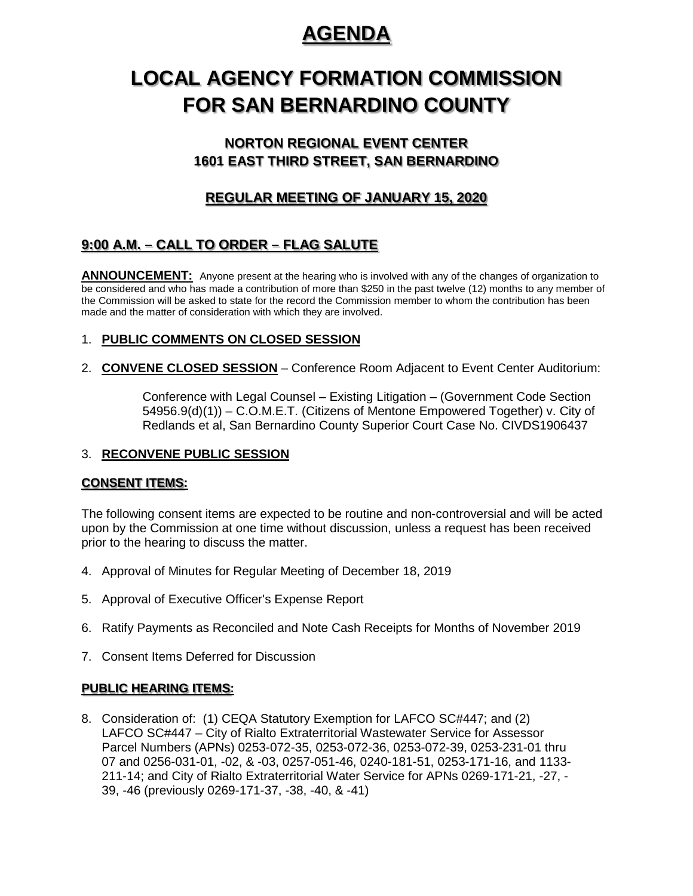# AGENDA

# LOCAL AGENCY FORMATION COMMISSION FOR SAN BERNARDINO COUNTY

### NORTON REGIONAL EVENT CENTER
### 1601 EAST THIRD STREET, SAN BERNARDINO

### REGULAR MEETING OF JANUARY 15, 2020

## 9:00 A.M. – CALL TO ORDER – FLAG SALUTE

**ANNOUNCEMENT:** Anyone present at the hearing who is involved with any of the changes of organization to be considered and who has made a contribution of more than $250 in the past twelve (12) months to any member of the Commission will be asked to state for the record the Commission member to whom the contribution has been made and the matter of consideration with which they are involved.

1. **PUBLIC COMMENTS ON CLOSED SESSION**

2. **CONVENE CLOSED SESSION** – Conference Room Adjacent to Event Center Auditorium:

   Conference with Legal Counsel – Existing Litigation – (Government Code Section 54956.9(d)(1)) – C.O.M.E.T. (Citizens of Mentone Empowered Together) v. City of Redlands et al, San Bernardino County Superior Court Case No. CIVDS1906437

3. **RECONVENE PUBLIC SESSION**

## CONSENT ITEMS:

The following consent items are expected to be routine and non-controversial and will be acted upon by the Commission at one time without discussion, unless a request has been received prior to the hearing to discuss the matter.

4. Approval of Minutes for Regular Meeting of December 18, 2019

5. Approval of Executive Officer's Expense Report

6. Ratify Payments as Reconciled and Note Cash Receipts for Months of November 2019

7. Consent Items Deferred for Discussion

## PUBLIC HEARING ITEMS:

8. Consideration of: (1) CEQA Statutory Exemption for LAFCO SC#447; and (2) LAFCO SC#447 – City of Rialto Extraterritorial Wastewater Service for Assessor Parcel Numbers (APNs) 0253-072-35, 0253-072-36, 0253-072-39, 0253-231-01 thru 07 and 0256-031-01, -02, & -03, 0257-051-46, 0240-181-51, 0253-171-16, and 1133-211-14; and City of Rialto Extraterritorial Water Service for APNs 0269-171-21, -27, -39, -46 (previously 0269-171-37, -38, -40, & -41)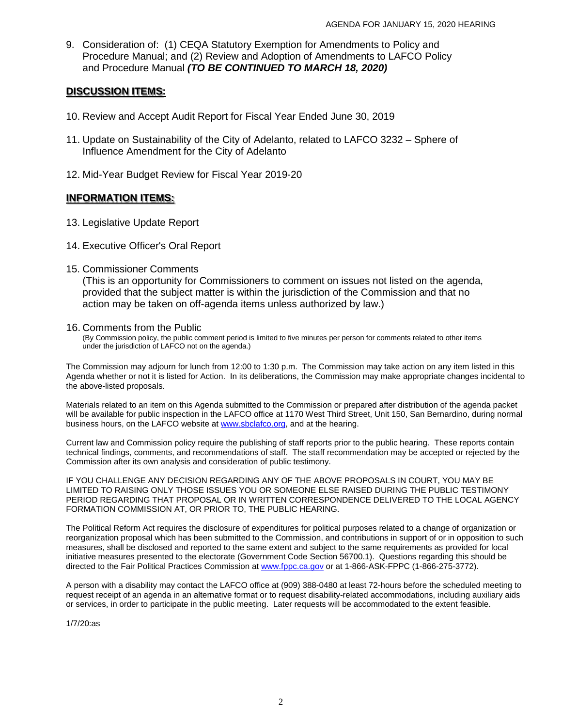9. Consideration of: (1) CEQA Statutory Exemption for Amendments to Policy and Procedure Manual; and (2) Review and Adoption of Amendments to LAFCO Policy and Procedure Manual ***(TO BE CONTINUED TO MARCH 18, 2020)***

## DISCUSSION ITEMS:

10. Review and Accept Audit Report for Fiscal Year Ended June 30, 2019

11. Update on Sustainability of the City of Adelanto, related to LAFCO 3232 – Sphere of Influence Amendment for the City of Adelanto

12. Mid-Year Budget Review for Fiscal Year 2019-20

## INFORMATION ITEMS:

13. Legislative Update Report

14. Executive Officer's Oral Report

15. Commissioner Comments
    (This is an opportunity for Commissioners to comment on issues not listed on the agenda, provided that the subject matter is within the jurisdiction of the Commission and that no action may be taken on off-agenda items unless authorized by law.)

16. Comments from the Public
    (By Commission policy, the public comment period is limited to five minutes per person for comments related to other items under the jurisdiction of LAFCO not on the agenda.)

The Commission may adjourn for lunch from 12:00 to 1:30 p.m. The Commission may take action on any item listed in this Agenda whether or not it is listed for Action. In its deliberations, the Commission may make appropriate changes incidental to the above-listed proposals.

Materials related to an item on this Agenda submitted to the Commission or prepared after distribution of the agenda packet will be available for public inspection in the LAFCO office at 1170 West Third Street, Unit 150, San Bernardino, during normal business hours, on the LAFCO website at www.sbclafco.org, and at the hearing.

Current law and Commission policy require the publishing of staff reports prior to the public hearing. These reports contain technical findings, comments, and recommendations of staff. The staff recommendation may be accepted or rejected by the Commission after its own analysis and consideration of public testimony.

IF YOU CHALLENGE ANY DECISION REGARDING ANY OF THE ABOVE PROPOSALS IN COURT, YOU MAY BE LIMITED TO RAISING ONLY THOSE ISSUES YOU OR SOMEONE ELSE RAISED DURING THE PUBLIC TESTIMONY PERIOD REGARDING THAT PROPOSAL OR IN WRITTEN CORRESPONDENCE DELIVERED TO THE LOCAL AGENCY FORMATION COMMISSION AT, OR PRIOR TO, THE PUBLIC HEARING.

The Political Reform Act requires the disclosure of expenditures for political purposes related to a change of organization or reorganization proposal which has been submitted to the Commission, and contributions in support of or in opposition to such measures, shall be disclosed and reported to the same extent and subject to the same requirements as provided for local initiative measures presented to the electorate (Government Code Section 56700.1). Questions regarding this should be directed to the Fair Political Practices Commission at www.fppc.ca.gov or at 1-866-ASK-FPPC (1-866-275-3772).

A person with a disability may contact the LAFCO office at (909) 388-0480 at least 72-hours before the scheduled meeting to request receipt of an agenda in an alternative format or to request disability-related accommodations, including auxiliary aids or services, in order to participate in the public meeting. Later requests will be accommodated to the extent feasible.

1/7/20:as